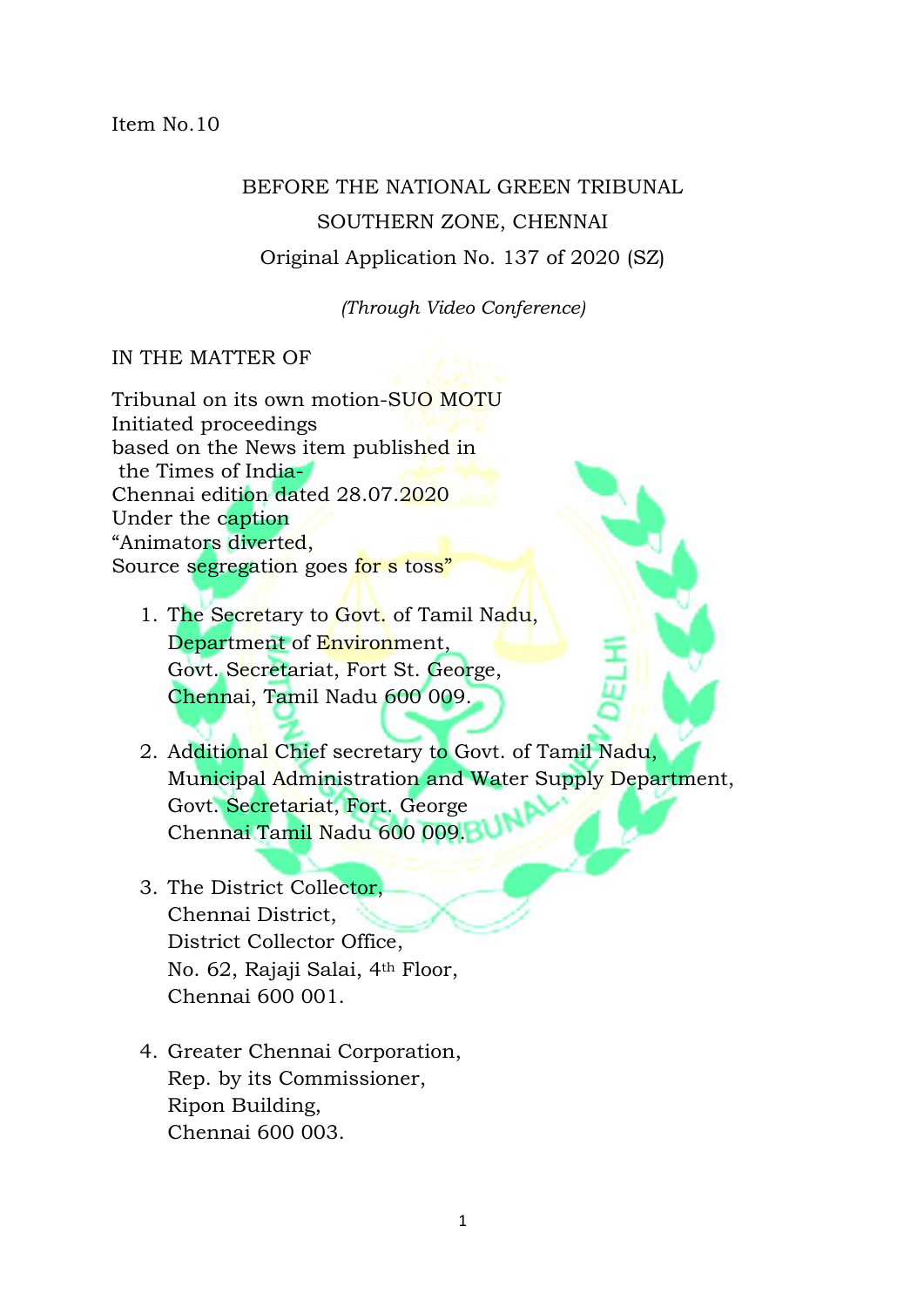Item No.10

BEFORE THE NATIONAL GREEN TRIBUNAL

SOUTHERN ZONE, CHENNAI

Original Application No. 137 of 2020 (SZ)

*(Through Video Conference)*

IN THE MATTER OF

Tribunal on its own motion-SUO MOTU
Initiated proceedings
based on the News item published in
the Times of India-
Chennai edition dated 28.07.2020
Under the caption
"Animators diverted,
Source segregation goes for s toss"

1. The Secretary to Govt. of Tamil Nadu,
   Department of Environment,
   Govt. Secretariat, Fort St. George,
   Chennai, Tamil Nadu 600 009.

2. Additional Chief secretary to Govt. of Tamil Nadu,
   Municipal Administration and Water Supply Department,
   Govt. Secretariat, Fort. George
   Chennai Tamil Nadu 600 009.

3. The District Collector,
   Chennai District,
   District Collector Office,
   No. 62, Rajaji Salai, 4th Floor,
   Chennai 600 001.

4. Greater Chennai Corporation,
   Rep. by its Commissioner,
   Ripon Building,
   Chennai 600 003.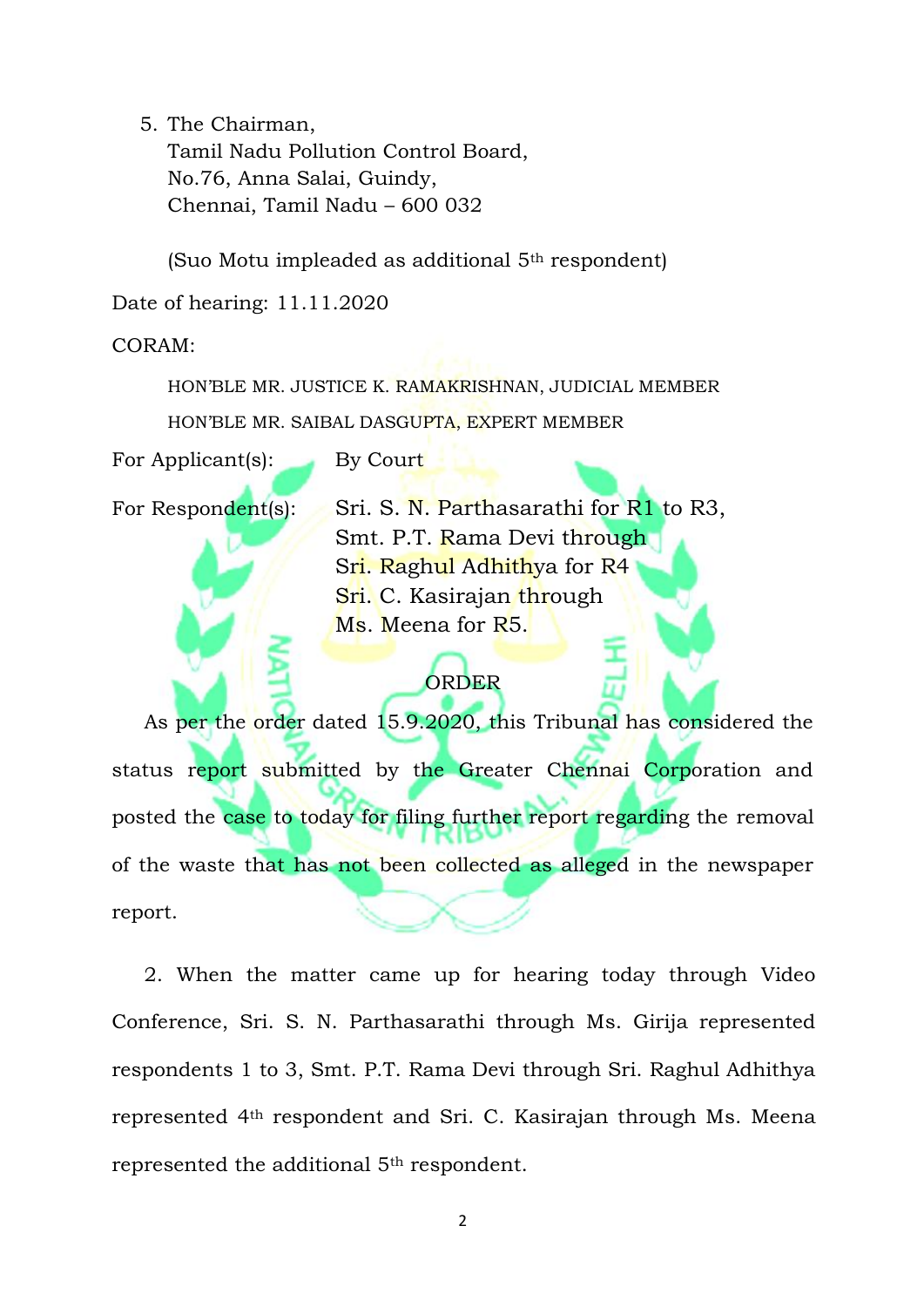5. The Chairman,
   Tamil Nadu Pollution Control Board,
   No.76, Anna Salai, Guindy,
   Chennai, Tamil Nadu – 600 032

   (Suo Motu impleaded as additional 5th respondent)

Date of hearing: 11.11.2020

CORAM:

HON'BLE MR. JUSTICE K. RAMAKRISHNAN, JUDICIAL MEMBER

HON'BLE MR. SAIBAL DASGUPTA, EXPERT MEMBER

For Applicant(s): By Court

For Respondent(s): Sri. S. N. Parthasarathi for R1 to R3, Smt. P.T. Rama Devi through Sri. Raghul Adhithya for R4 Sri. C. Kasirajan through Ms. Meena for R5.

## ORDER

As per the order dated 15.9.2020, this Tribunal has considered the status report submitted by the Greater Chennai Corporation and posted the case to today for filing further report regarding the removal of the waste that has not been collected as alleged in the newspaper report.

2. When the matter came up for hearing today through Video Conference, Sri. S. N. Parthasarathi through Ms. Girija represented respondents 1 to 3, Smt. P.T. Rama Devi through Sri. Raghul Adhithya represented 4th respondent and Sri. C. Kasirajan through Ms. Meena represented the additional 5th respondent.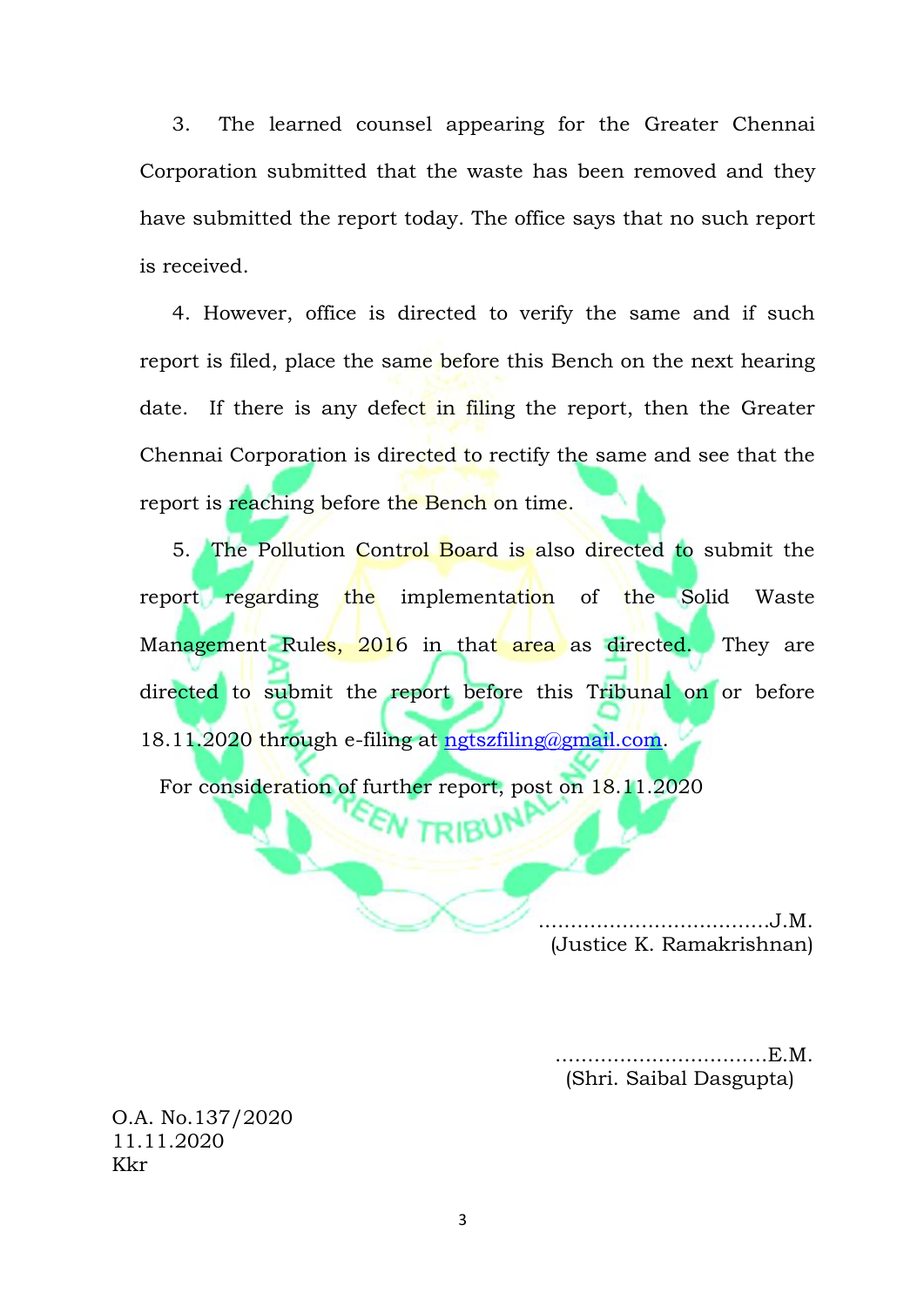3. The learned counsel appearing for the Greater Chennai Corporation submitted that the waste has been removed and they have submitted the report today. The office says that no such report is received.

4. However, office is directed to verify the same and if such report is filed, place the same before this Bench on the next hearing date. If there is any defect in filing the report, then the Greater Chennai Corporation is directed to rectify the same and see that the report is reaching before the Bench on time.

5. The Pollution Control Board is also directed to submit the report regarding the implementation of the Solid Waste Management Rules, 2016 in that area as directed. They are directed to submit the report before this Tribunal on or before 18.11.2020 through e-filing at ngtszfiling@gmail.com.

For consideration of further report, post on 18.11.2020

.................................J.M.
(Justice K. Ramakrishnan)

..............................E.M.
(Shri. Saibal Dasgupta)

O.A. No.137/2020
11.11.2020
Kkr